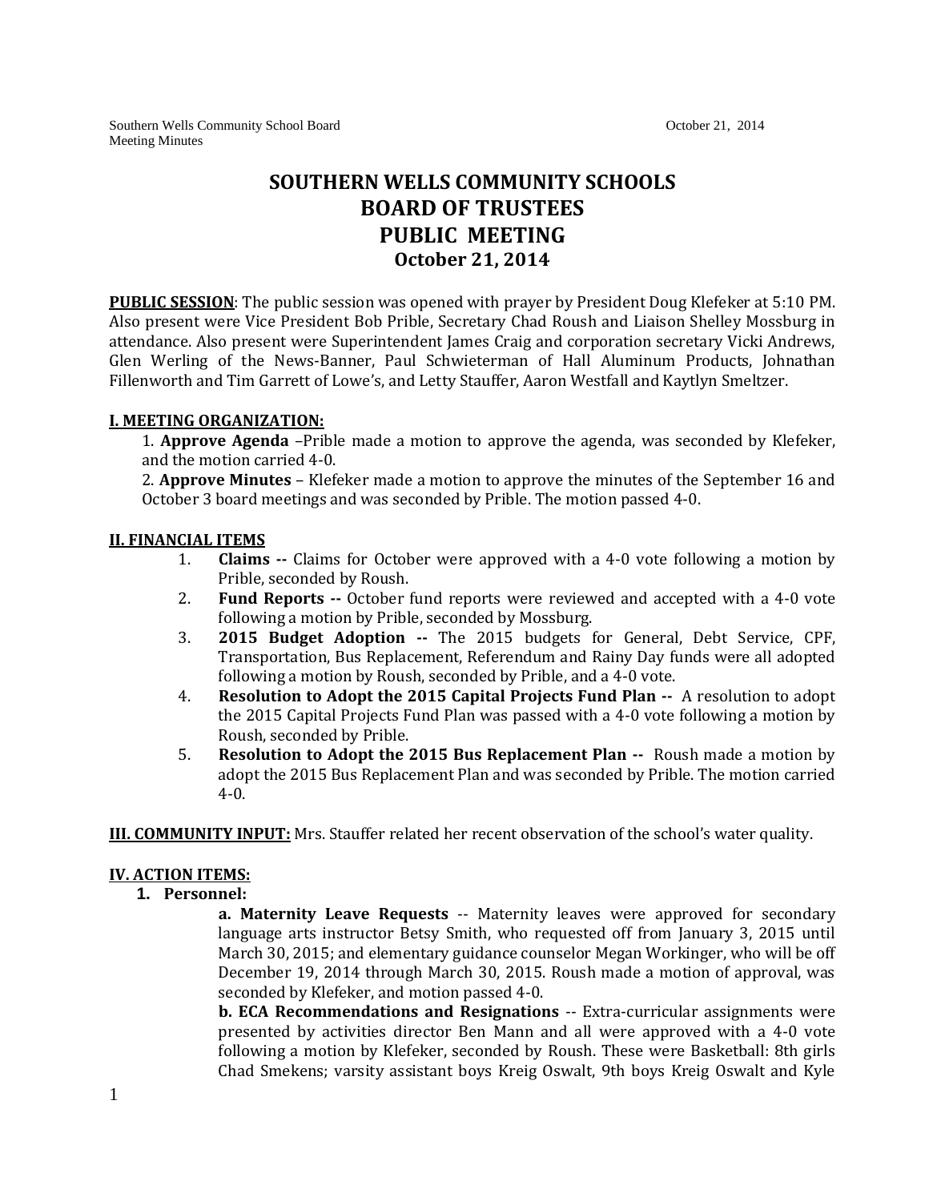# SOUTHERN WELLS COMMUNITY SCHOOLS
# BOARD OF TRUSTEES
# PUBLIC MEETING
## October 21, 2014

**PUBLIC SESSION**: The public session was opened with prayer by President Doug Klefeker at 5:10 PM. Also present were Vice President Bob Prible, Secretary Chad Roush and Liaison Shelley Mossburg in attendance. Also present were Superintendent James Craig and corporation secretary Vicki Andrews, Glen Werling of the News-Banner, Paul Schwieterman of Hall Aluminum Products, Johnathan Fillenworth and Tim Garrett of Lowe's, and Letty Stauffer, Aaron Westfall and Kaytlyn Smeltzer.

**I. MEETING ORGANIZATION:**

1. **Approve Agenda** –Prible made a motion to approve the agenda, was seconded by Klefeker, and the motion carried 4-0.
2. **Approve Minutes** – Klefeker made a motion to approve the minutes of the September 16 and October 3 board meetings and was seconded by Prible. The motion passed 4-0.

**II. FINANCIAL ITEMS**

1. **Claims --** Claims for October were approved with a 4-0 vote following a motion by Prible, seconded by Roush.
2. **Fund Reports --** October fund reports were reviewed and accepted with a 4-0 vote following a motion by Prible, seconded by Mossburg.
3. **2015 Budget Adoption --** The 2015 budgets for General, Debt Service, CPF, Transportation, Bus Replacement, Referendum and Rainy Day funds were all adopted following a motion by Roush, seconded by Prible, and a 4-0 vote.
4. **Resolution to Adopt the 2015 Capital Projects Fund Plan --** A resolution to adopt the 2015 Capital Projects Fund Plan was passed with a 4-0 vote following a motion by Roush, seconded by Prible.
5. **Resolution to Adopt the 2015 Bus Replacement Plan --** Roush made a motion by adopt the 2015 Bus Replacement Plan and was seconded by Prible. The motion carried 4-0.

**III. COMMUNITY INPUT:** Mrs. Stauffer related her recent observation of the school's water quality.

**IV. ACTION ITEMS:**

1. **Personnel:**

**a. Maternity Leave Requests** -- Maternity leaves were approved for secondary language arts instructor Betsy Smith, who requested off from January 3, 2015 until March 30, 2015; and elementary guidance counselor Megan Workinger, who will be off December 19, 2014 through March 30, 2015. Roush made a motion of approval, was seconded by Klefeker, and motion passed 4-0.

**b. ECA Recommendations and Resignations** -- Extra-curricular assignments were presented by activities director Ben Mann and all were approved with a 4-0 vote following a motion by Klefeker, seconded by Roush. These were Basketball: 8th girls Chad Smekens; varsity assistant boys Kreig Oswalt, 9th boys Kreig Oswalt and Kyle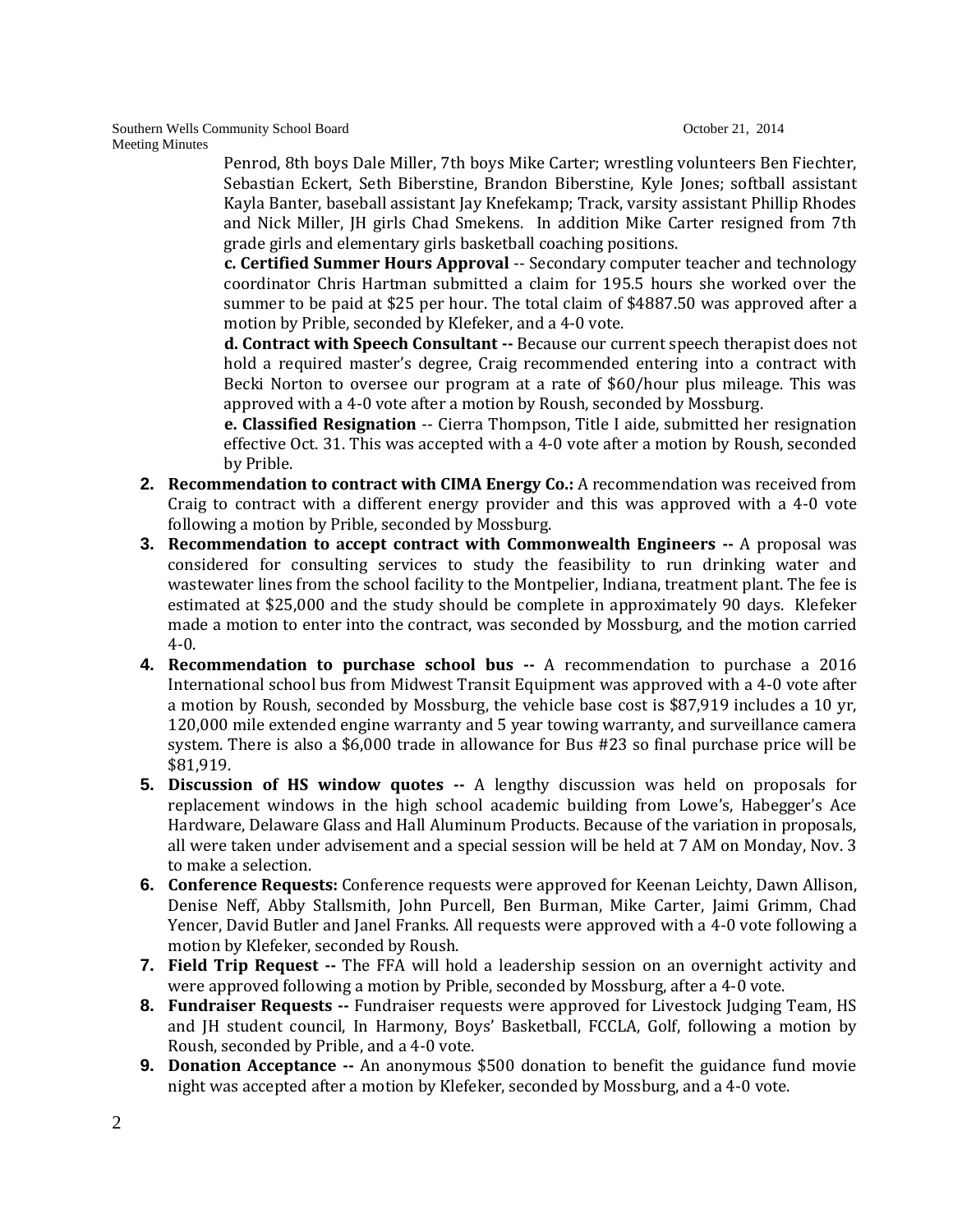Penrod, 8th boys Dale Miller, 7th boys Mike Carter; wrestling volunteers Ben Fiechter, Sebastian Eckert, Seth Biberstine, Brandon Biberstine, Kyle Jones; softball assistant Kayla Banter, baseball assistant Jay Knefekamp; Track, varsity assistant Phillip Rhodes and Nick Miller, JH girls Chad Smekens. In addition Mike Carter resigned from 7th grade girls and elementary girls basketball coaching positions.

**c. Certified Summer Hours Approval** -- Secondary computer teacher and technology coordinator Chris Hartman submitted a claim for 195.5 hours she worked over the summer to be paid at $25 per hour. The total claim of $4887.50 was approved after a motion by Prible, seconded by Klefeker, and a 4-0 vote.

**d. Contract with Speech Consultant --** Because our current speech therapist does not hold a required master's degree, Craig recommended entering into a contract with Becki Norton to oversee our program at a rate of $60/hour plus mileage. This was approved with a 4-0 vote after a motion by Roush, seconded by Mossburg.

**e. Classified Resignation** -- Cierra Thompson, Title I aide, submitted her resignation effective Oct. 31. This was accepted with a 4-0 vote after a motion by Roush, seconded by Prible.

2. **Recommendation to contract with CIMA Energy Co.:** A recommendation was received from Craig to contract with a different energy provider and this was approved with a 4-0 vote following a motion by Prible, seconded by Mossburg.
3. **Recommendation to accept contract with Commonwealth Engineers --** A proposal was considered for consulting services to study the feasibility to run drinking water and wastewater lines from the school facility to the Montpelier, Indiana, treatment plant. The fee is estimated at $25,000 and the study should be complete in approximately 90 days. Klefeker made a motion to enter into the contract, was seconded by Mossburg, and the motion carried 4-0.
4. **Recommendation to purchase school bus --** A recommendation to purchase a 2016 International school bus from Midwest Transit Equipment was approved with a 4-0 vote after a motion by Roush, seconded by Mossburg, the vehicle base cost is $87,919 includes a 10 yr, 120,000 mile extended engine warranty and 5 year towing warranty, and surveillance camera system. There is also a $6,000 trade in allowance for Bus #23 so final purchase price will be $81,919.
5. **Discussion of HS window quotes --** A lengthy discussion was held on proposals for replacement windows in the high school academic building from Lowe's, Habegger's Ace Hardware, Delaware Glass and Hall Aluminum Products. Because of the variation in proposals, all were taken under advisement and a special session will be held at 7 AM on Monday, Nov. 3 to make a selection.
6. **Conference Requests:** Conference requests were approved for Keenan Leichty, Dawn Allison, Denise Neff, Abby Stallsmith, John Purcell, Ben Burman, Mike Carter, Jaimi Grimm, Chad Yencer, David Butler and Janel Franks. All requests were approved with a 4-0 vote following a motion by Klefeker, seconded by Roush.
7. **Field Trip Request --** The FFA will hold a leadership session on an overnight activity and were approved following a motion by Prible, seconded by Mossburg, after a 4-0 vote.
8. **Fundraiser Requests --** Fundraiser requests were approved for Livestock Judging Team, HS and JH student council, In Harmony, Boys' Basketball, FCCLA, Golf, following a motion by Roush, seconded by Prible, and a 4-0 vote.
9. **Donation Acceptance --** An anonymous $500 donation to benefit the guidance fund movie night was accepted after a motion by Klefeker, seconded by Mossburg, and a 4-0 vote.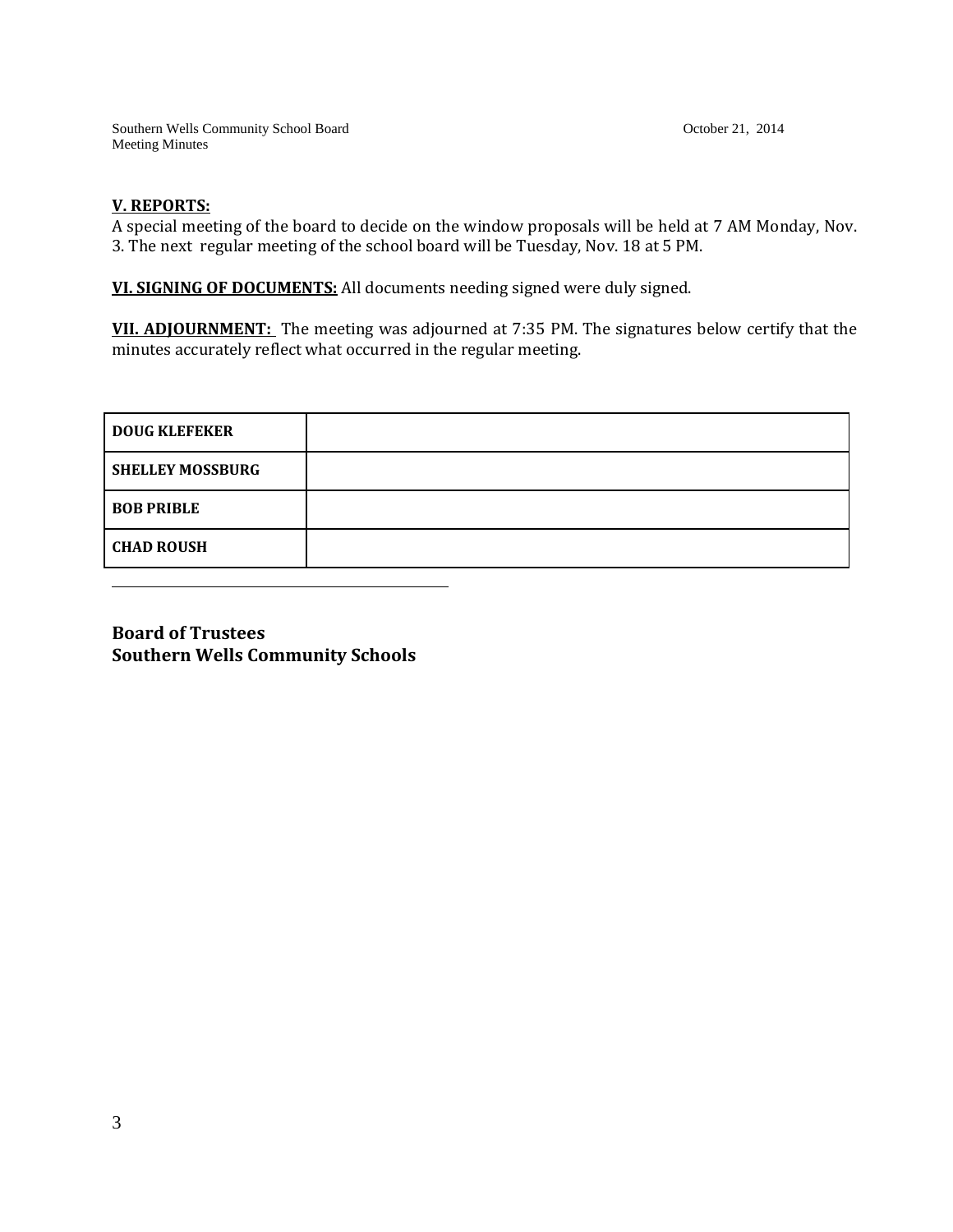**V. REPORTS:**

A special meeting of the board to decide on the window proposals will be held at 7 AM Monday, Nov. 3. The next regular meeting of the school board will be Tuesday, Nov. 18 at 5 PM.

**VI. SIGNING OF DOCUMENTS:** All documents needing signed were duly signed.

**VII. ADJOURNMENT:** The meeting was adjourned at 7:35 PM. The signatures below certify that the minutes accurately reflect what occurred in the regular meeting.

| | |
|---|---|
| **DOUG KLEFEKER** | |
| **SHELLEY MOSSBURG** | |
| **BOB PRIBLE** | |
| **CHAD ROUSH** | |

**Board of Trustees**
**Southern Wells Community Schools**